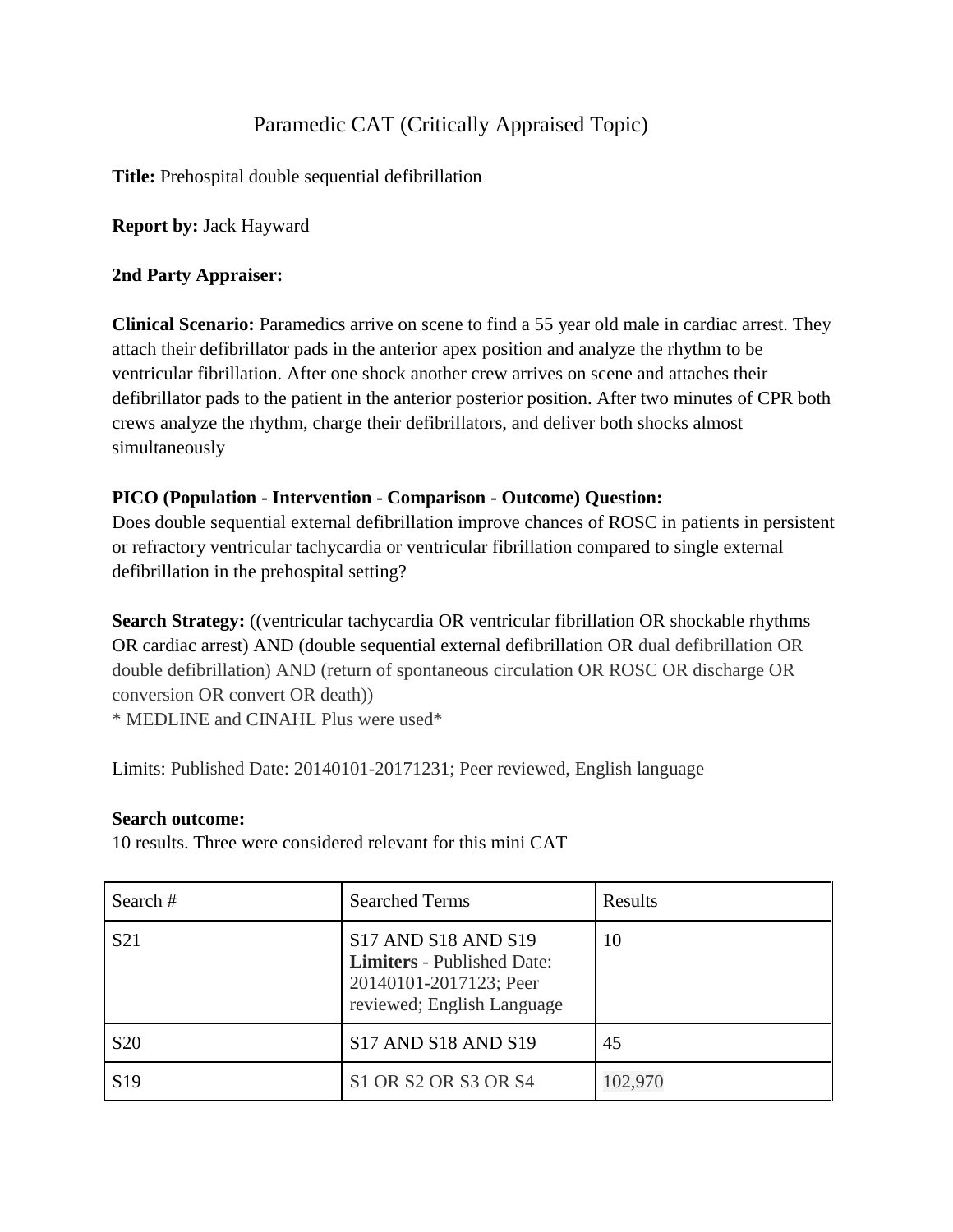# Paramedic CAT (Critically Appraised Topic)

**Title:** Prehospital double sequential defibrillation

**Report by:** Jack Hayward

**2nd Party Appraiser:**

**Clinical Scenario:** Paramedics arrive on scene to find a 55 year old male in cardiac arrest. They attach their defibrillator pads in the anterior apex position and analyze the rhythm to be ventricular fibrillation. After one shock another crew arrives on scene and attaches their defibrillator pads to the patient in the anterior posterior position. After two minutes of CPR both crews analyze the rhythm, charge their defibrillators, and deliver both shocks almost simultaneously

**PICO (Population - Intervention - Comparison - Outcome) Question:**
Does double sequential external defibrillation improve chances of ROSC in patients in persistent or refractory ventricular tachycardia or ventricular fibrillation compared to single external defibrillation in the prehospital setting?

**Search Strategy:** ((ventricular tachycardia OR ventricular fibrillation OR shockable rhythms OR cardiac arrest) AND (double sequential external defibrillation OR dual defibrillation OR double defibrillation) AND (return of spontaneous circulation OR ROSC OR discharge OR conversion OR convert OR death))
* MEDLINE and CINAHL Plus were used*

Limits: Published Date: 20140101-20171231; Peer reviewed, English language

**Search outcome:**
10 results. Three were considered relevant for this mini CAT

| Search # | Searched Terms | Results |
|---|---|---|
| S21 | S17 AND S18 AND S19 **Limiters** - Published Date: 20140101-2017123; Peer reviewed; English Language | 10 |
| S20 | S17 AND S18 AND S19 | 45 |
| S19 | S1 OR S2 OR S3 OR S4 | 102,970 |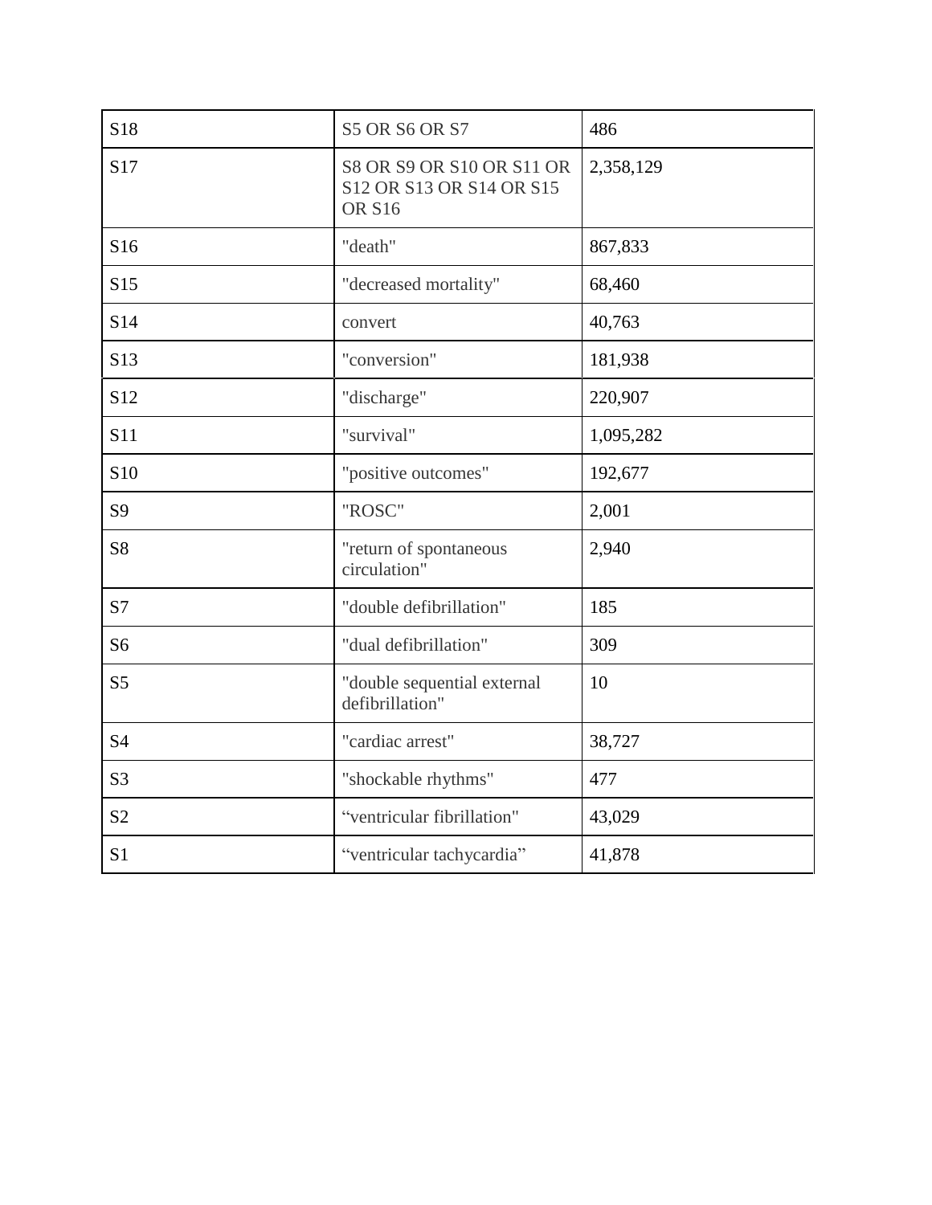| S18 | S5 OR S6 OR S7 | 486 |
|---|---|---|
| S17 | S8 OR S9 OR S10 OR S11 OR S12 OR S13 OR S14 OR S15 OR S16 | 2,358,129 |
| S16 | "death" | 867,833 |
| S15 | "decreased mortality" | 68,460 |
| S14 | convert | 40,763 |
| S13 | "conversion" | 181,938 |
| S12 | "discharge" | 220,907 |
| S11 | "survival" | 1,095,282 |
| S10 | "positive outcomes" | 192,677 |
| S9 | "ROSC" | 2,001 |
| S8 | "return of spontaneous circulation" | 2,940 |
| S7 | "double defibrillation" | 185 |
| S6 | "dual defibrillation" | 309 |
| S5 | "double sequential external defibrillation" | 10 |
| S4 | "cardiac arrest" | 38,727 |
| S3 | "shockable rhythms" | 477 |
| S2 | “ventricular fibrillation" | 43,029 |
| S1 | “ventricular tachycardia” | 41,878 |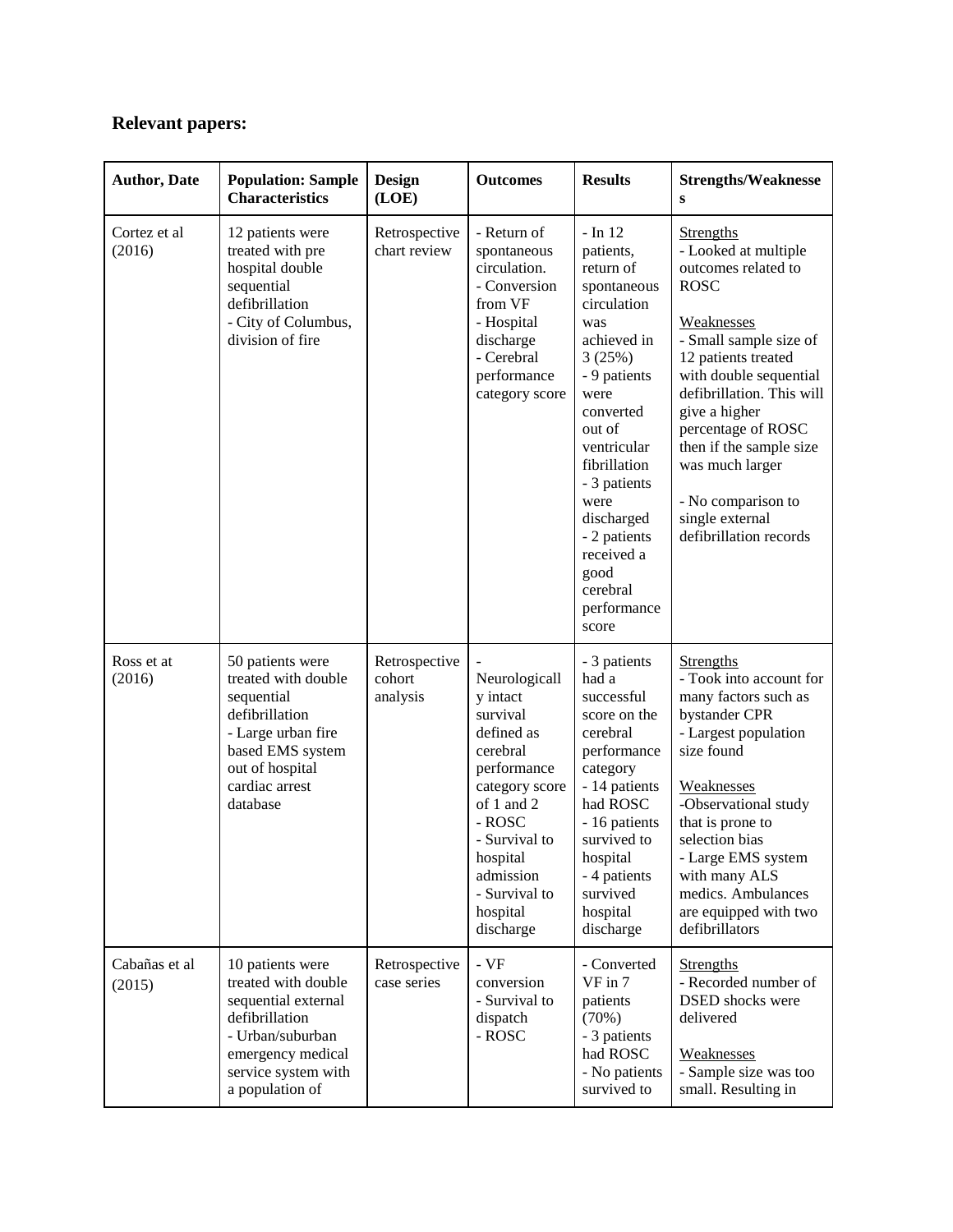**Relevant papers:**

| Author, Date | Population: Sample Characteristics | Design (LOE) | Outcomes | Results | Strengths/Weaknesses |
|---|---|---|---|---|---|
| Cortez et al (2016) | 12 patients were treated with pre hospital double sequential defibrillation<br>- City of Columbus, division of fire | Retrospective chart review | - Return of spontaneous circulation.<br>- Conversion from VF<br>- Hospital discharge<br>- Cerebral performance category score | - In 12 patients, return of spontaneous circulation was achieved in 3 (25%)<br>- 9 patients were converted out of ventricular fibrillation<br>- 3 patients were discharged<br>- 2 patients received a good cerebral performance score | Strengths<br>- Looked at multiple outcomes related to ROSC<br><br>Weaknesses<br>- Small sample size of 12 patients treated with double sequential defibrillation. This will give a higher percentage of ROSC then if the sample size was much larger<br><br>- No comparison to single external defibrillation records |
| Ross et at (2016) | 50 patients were treated with double sequential defibrillation<br>- Large urban fire based EMS system out of hospital cardiac arrest database | Retrospective cohort analysis | - Neurologically intact survival defined as cerebral performance category score of 1 and 2<br>- ROSC<br>- Survival to hospital admission<br>- Survival to hospital discharge | - 3 patients had a successful score on the cerebral performance category<br>- 14 patients had ROSC<br>- 16 patients survived to hospital<br>- 4 patients survived hospital discharge | Strengths<br>- Took into account for many factors such as bystander CPR<br>- Largest population size found<br><br>Weaknesses<br>-Observational study that is prone to selection bias<br>- Large EMS system with many ALS medics. Ambulances are equipped with two defibrillators |
| Cabañas et al (2015) | 10 patients were treated with double sequential external defibrillation<br>- Urban/suburban emergency medical service system with a population of | Retrospective case series | - VF conversion<br>- Survival to dispatch<br>- ROSC | - Converted VF in 7 patients (70%)<br>- 3 patients had ROSC<br>- No patients survived to | Strengths<br>- Recorded number of DSED shocks were delivered<br><br>Weaknesses<br>- Sample size was too small. Resulting in |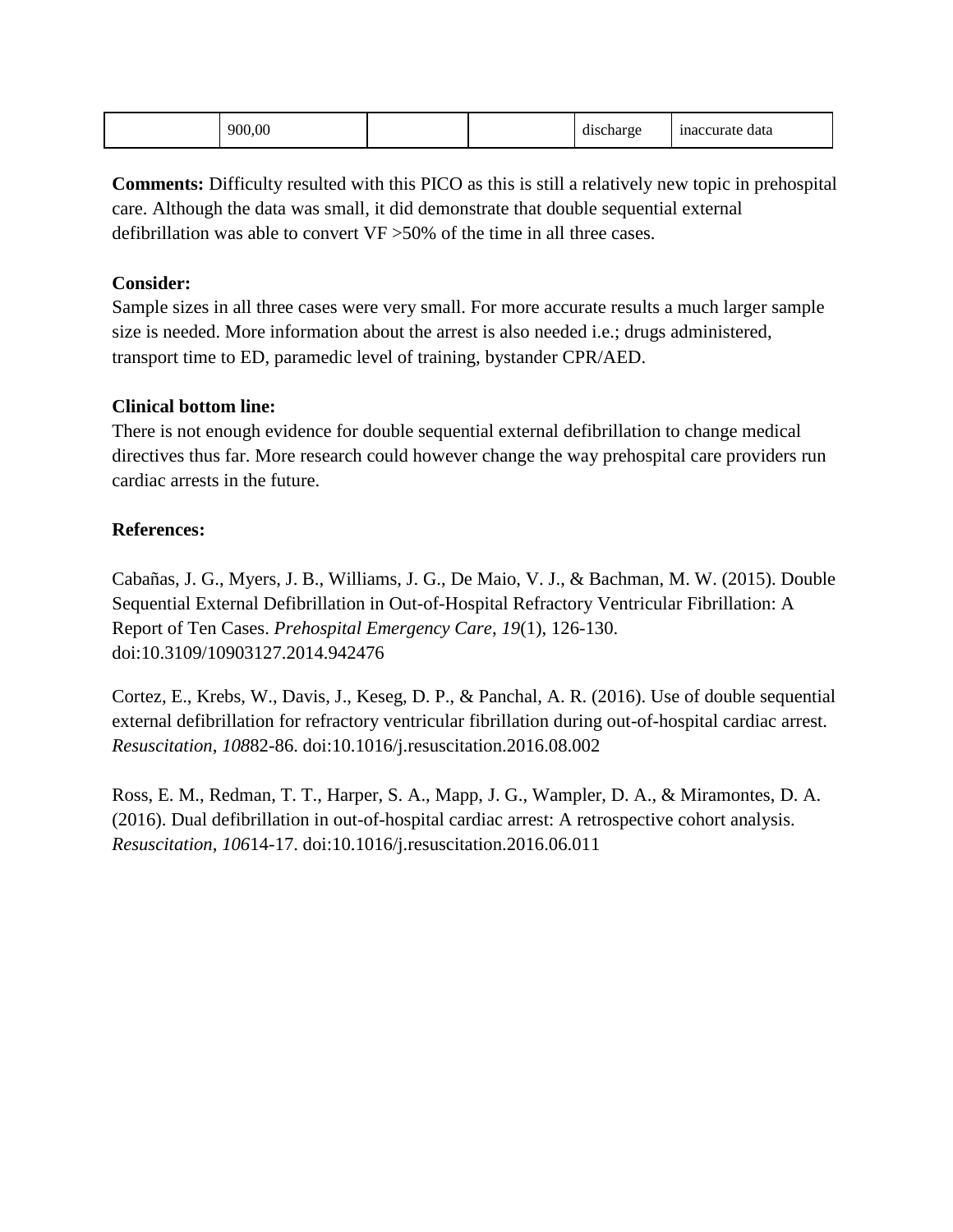| | | | | | |
|---|---|---|---|---|---|
| | 900,00 | | | discharge | inaccurate data |

**Comments:** Difficulty resulted with this PICO as this is still a relatively new topic in prehospital care. Although the data was small, it did demonstrate that double sequential external defibrillation was able to convert VF >50% of the time in all three cases.

**Consider:**

Sample sizes in all three cases were very small. For more accurate results a much larger sample size is needed. More information about the arrest is also needed i.e.; drugs administered, transport time to ED, paramedic level of training, bystander CPR/AED.

**Clinical bottom line:**

There is not enough evidence for double sequential external defibrillation to change medical directives thus far. More research could however change the way prehospital care providers run cardiac arrests in the future.

**References:**

Cabañas, J. G., Myers, J. B., Williams, J. G., De Maio, V. J., & Bachman, M. W. (2015). Double Sequential External Defibrillation in Out-of-Hospital Refractory Ventricular Fibrillation: A Report of Ten Cases. *Prehospital Emergency Care*, *19*(1), 126-130. doi:10.3109/10903127.2014.942476

Cortez, E., Krebs, W., Davis, J., Keseg, D. P., & Panchal, A. R. (2016). Use of double sequential external defibrillation for refractory ventricular fibrillation during out-of-hospital cardiac arrest. *Resuscitation*, *108*82-86. doi:10.1016/j.resuscitation.2016.08.002

Ross, E. M., Redman, T. T., Harper, S. A., Mapp, J. G., Wampler, D. A., & Miramontes, D. A. (2016). Dual defibrillation in out-of-hospital cardiac arrest: A retrospective cohort analysis. *Resuscitation*, *106*14-17. doi:10.1016/j.resuscitation.2016.06.011